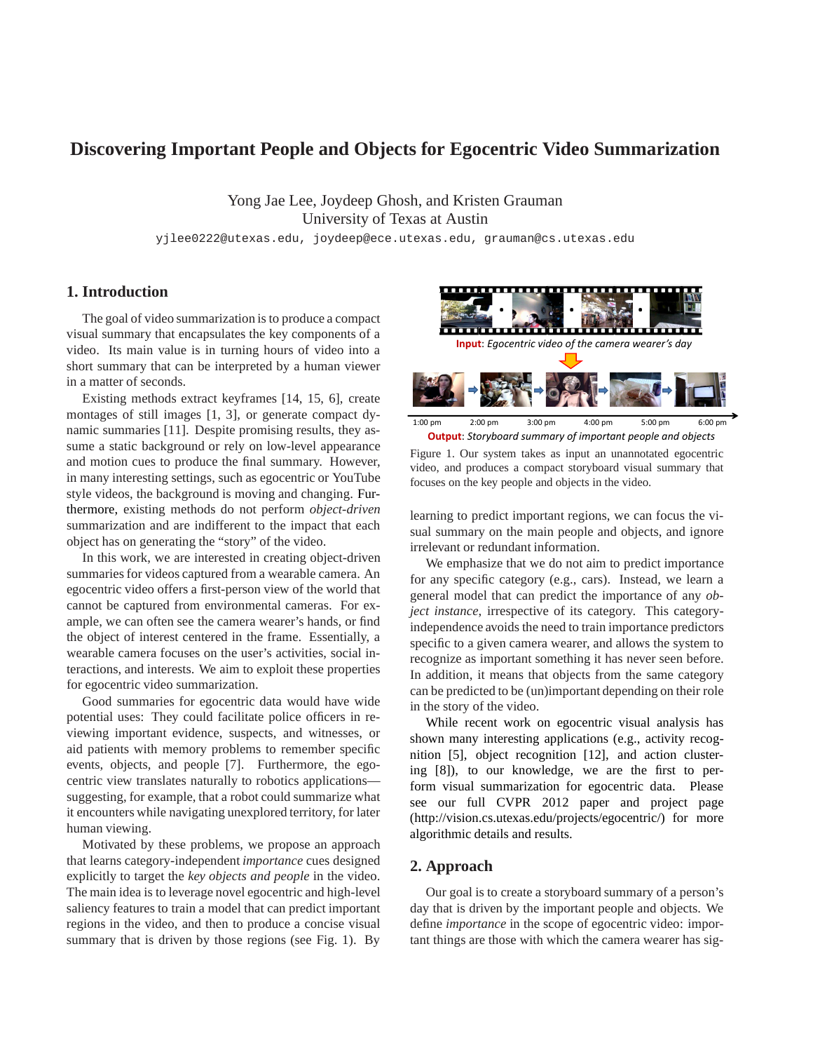# Discovering Important People and Objects for Egocentric Video Summarization

Yong Jae Lee, Joydeep Ghosh, and Kristen Grauman
University of Texas at Austin

yjlee0222@utexas.edu, joydeep@ece.utexas.edu, grauman@cs.utexas.edu

## 1. Introduction

The goal of video summarization is to produce a compact visual summary that encapsulates the key components of a video. Its main value is in turning hours of video into a short summary that can be interpreted by a human viewer in a matter of seconds.

Existing methods extract keyframes [14, 15, 6], create montages of still images [1, 3], or generate compact dynamic summaries [11]. Despite promising results, they assume a static background or rely on low-level appearance and motion cues to produce the final summary. However, in many interesting settings, such as egocentric or YouTube style videos, the background is moving and changing. Furthermore, existing methods do not perform *object-driven* summarization and are indifferent to the impact that each object has on generating the "story" of the video.

In this work, we are interested in creating object-driven summaries for videos captured from a wearable camera. An egocentric video offers a first-person view of the world that cannot be captured from environmental cameras. For example, we can often see the camera wearer's hands, or find the object of interest centered in the frame. Essentially, a wearable camera focuses on the user's activities, social interactions, and interests. We aim to exploit these properties for egocentric video summarization.

Good summaries for egocentric data would have wide potential uses: They could facilitate police officers in reviewing important evidence, suspects, and witnesses, or aid patients with memory problems to remember specific events, objects, and people [7]. Furthermore, the egocentric view translates naturally to robotics applications—suggesting, for example, that a robot could summarize what it encounters while navigating unexplored territory, for later human viewing.

Motivated by these problems, we propose an approach that learns category-independent *importance* cues designed explicitly to target the *key objects and people* in the video. The main idea is to leverage novel egocentric and high-level saliency features to train a model that can predict important regions in the video, and then to produce a concise visual summary that is driven by those regions (see Fig. 1). By learning to predict important regions, we can focus the visual summary on the main people and objects, and ignore irrelevant or redundant information.

**Input**: *Egocentric video of the camera wearer's day*

1:00 pm 2:00 pm 3:00 pm 4:00 pm 5:00 pm 6:00 pm

**Output**: *Storyboard summary of important people and objects*

Figure 1. Our system takes as input an unannotated egocentric video, and produces a compact storyboard visual summary that focuses on the key people and objects in the video.

We emphasize that we do not aim to predict importance for any specific category (e.g., cars). Instead, we learn a general model that can predict the importance of any *object instance*, irrespective of its category. This category-independence avoids the need to train importance predictors specific to a given camera wearer, and allows the system to recognize as important something it has never seen before. In addition, it means that objects from the same category can be predicted to be (un)important depending on their role in the story of the video.

While recent work on egocentric visual analysis has shown many interesting applications (e.g., activity recognition [5], object recognition [12], and action clustering [8]), to our knowledge, we are the first to perform visual summarization for egocentric data. Please see our full CVPR 2012 paper and project page (http://vision.cs.utexas.edu/projects/egocentric/) for more algorithmic details and results.

## 2. Approach

Our goal is to create a storyboard summary of a person's day that is driven by the important people and objects. We define *importance* in the scope of egocentric video: important things are those with which the camera wearer has sig-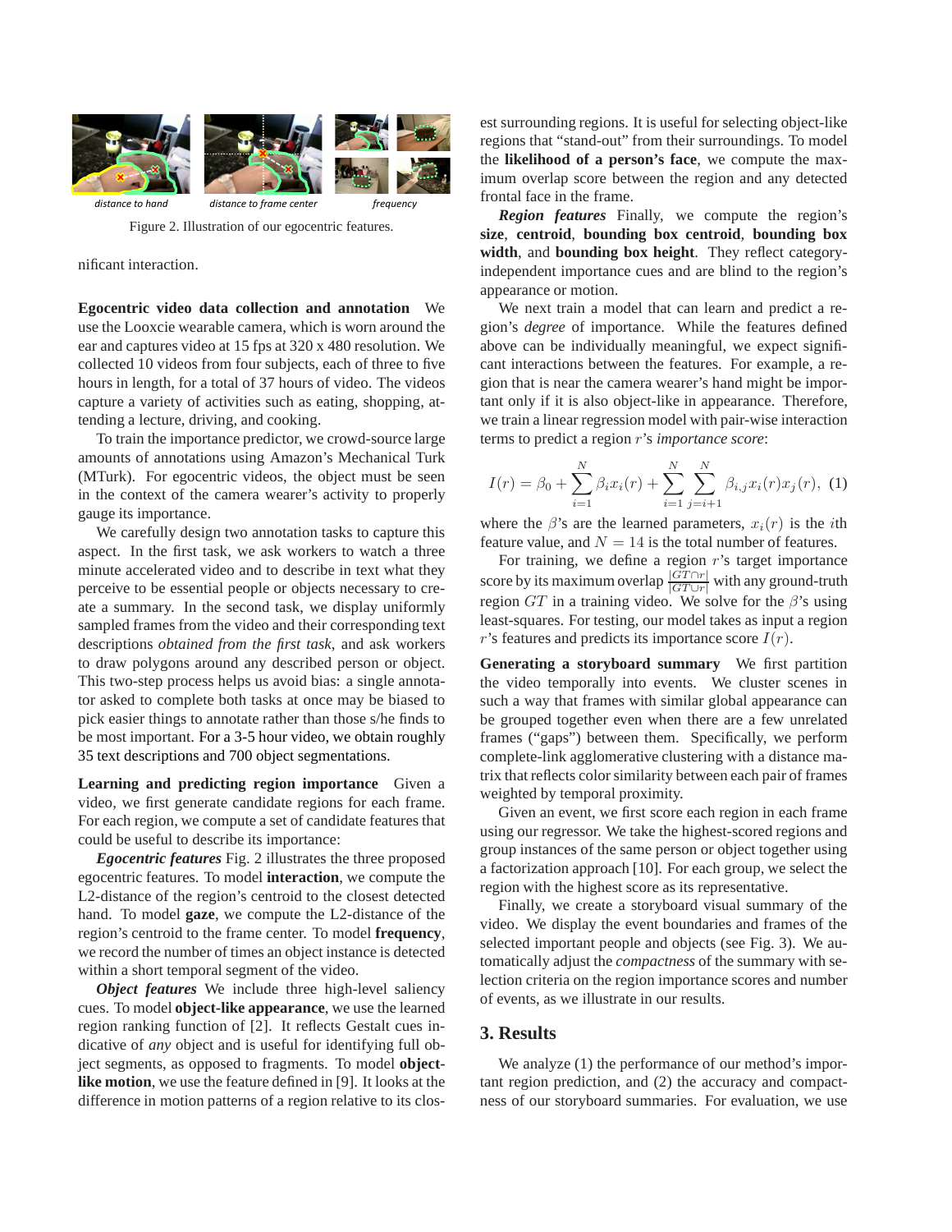*distance to hand* *distance to frame center* *frequency*

Figure 2. Illustration of our egocentric features.

nificant interaction.

**Egocentric video data collection and annotation** We use the Looxcie wearable camera, which is worn around the ear and captures video at 15 fps at 320 x 480 resolution. We collected 10 videos from four subjects, each of three to five hours in length, for a total of 37 hours of video. The videos capture a variety of activities such as eating, shopping, attending a lecture, driving, and cooking.

To train the importance predictor, we crowd-source large amounts of annotations using Amazon's Mechanical Turk (MTurk). For egocentric videos, the object must be seen in the context of the camera wearer's activity to properly gauge its importance.

We carefully design two annotation tasks to capture this aspect. In the first task, we ask workers to watch a three minute accelerated video and to describe in text what they perceive to be essential people or objects necessary to create a summary. In the second task, we display uniformly sampled frames from the video and their corresponding text descriptions *obtained from the first task*, and ask workers to draw polygons around any described person or object. This two-step process helps us avoid bias: a single annotator asked to complete both tasks at once may be biased to pick easier things to annotate rather than those s/he finds to be most important. For a 3-5 hour video, we obtain roughly 35 text descriptions and 700 object segmentations.

**Learning and predicting region importance** Given a video, we first generate candidate regions for each frame. For each region, we compute a set of candidate features that could be useful to describe its importance:

***Egocentric features*** Fig. 2 illustrates the three proposed egocentric features. To model **interaction**, we compute the L2-distance of the region's centroid to the closest detected hand. To model **gaze**, we compute the L2-distance of the region's centroid to the frame center. To model **frequency**, we record the number of times an object instance is detected within a short temporal segment of the video.

***Object features*** We include three high-level saliency cues. To model **object-like appearance**, we use the learned region ranking function of [2]. It reflects Gestalt cues indicative of *any* object and is useful for identifying full object segments, as opposed to fragments. To model **object-like motion**, we use the feature defined in [9]. It looks at the difference in motion patterns of a region relative to its closest surrounding regions. It is useful for selecting object-like regions that "stand-out" from their surroundings. To model the **likelihood of a person's face**, we compute the maximum overlap score between the region and any detected frontal face in the frame.

***Region features*** Finally, we compute the region's **size**, **centroid**, **bounding box centroid**, **bounding box width**, and **bounding box height**. They reflect category-independent importance cues and are blind to the region's appearance or motion.

We next train a model that can learn and predict a region's *degree* of importance. While the features defined above can be individually meaningful, we expect significant interactions between the features. For example, a region that is near the camera wearer's hand might be important only if it is also object-like in appearance. Therefore, we train a linear regression model with pair-wise interaction terms to predict a region $r$'s *importance score*:

$$I(r) = \beta_0 + \sum_{i=1}^{N} \beta_i x_i(r) + \sum_{i=1}^{N} \sum_{j=i+1}^{N} \beta_{i,j} x_i(r) x_j(r), \quad (1)$$

where the $\beta$'s are the learned parameters, $x_i(r)$ is the $i$th feature value, and $N = 14$ is the total number of features.

For training, we define a region $r$'s target importance score by its maximum overlap $\frac{|GT \cap r|}{|GT \cup r|}$ with any ground-truth region $GT$ in a training video. We solve for the $\beta$'s using least-squares. For testing, our model takes as input a region $r$'s features and predicts its importance score $I(r)$.

**Generating a storyboard summary** We first partition the video temporally into events. We cluster scenes in such a way that frames with similar global appearance can be grouped together even when there are a few unrelated frames ("gaps") between them. Specifically, we perform complete-link agglomerative clustering with a distance matrix that reflects color similarity between each pair of frames weighted by temporal proximity.

Given an event, we first score each region in each frame using our regressor. We take the highest-scored regions and group instances of the same person or object together using a factorization approach [10]. For each group, we select the region with the highest score as its representative.

Finally, we create a storyboard visual summary of the video. We display the event boundaries and frames of the selected important people and objects (see Fig. 3). We automatically adjust the *compactness* of the summary with selection criteria on the region importance scores and number of events, as we illustrate in our results.

## 3. Results

We analyze (1) the performance of our method's important region prediction, and (2) the accuracy and compactness of our storyboard summaries. For evaluation, we use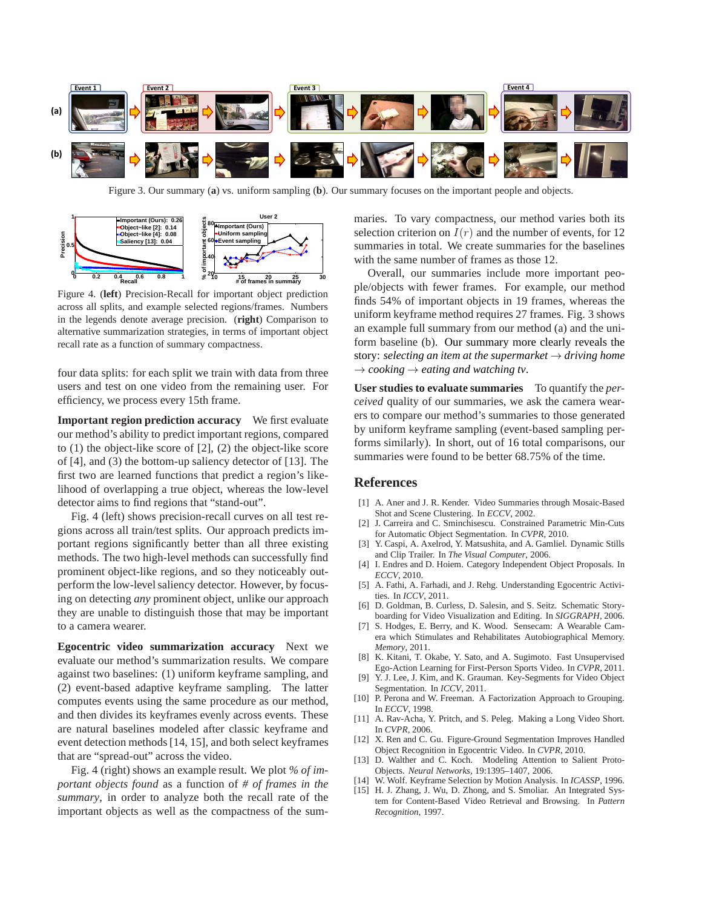(a)

Event 1

Event 2

Event 3

Event 4

(b)

Figure 3. Our summary (**a**) vs. uniform sampling (**b**). Our summary focuses on the important people and objects.

Precision

Recall

Important (Ours): 0.26
Object–like [2]: 0.14
Object–like [4]: 0.08
Saliency [13]: 0.04

User 2

% of important objects

# of frames in summary

Important (Ours)
Uniform sampling
Event sampling

Figure 4. (**left**) Precision-Recall for important object prediction across all splits, and example selected regions/frames. Numbers in the legends denote average precision. (**right**) Comparison to alternative summarization strategies, in terms of important object recall rate as a function of summary compactness.

four data splits: for each split we train with data from three users and test on one video from the remaining user. For efficiency, we process every 15th frame.

**Important region prediction accuracy** We first evaluate our method's ability to predict important regions, compared to (1) the object-like score of [2], (2) the object-like score of [4], and (3) the bottom-up saliency detector of [13]. The first two are learned functions that predict a region's likelihood of overlapping a true object, whereas the low-level detector aims to find regions that "stand-out".

Fig. 4 (left) shows precision-recall curves on all test regions across all train/test splits. Our approach predicts important regions significantly better than all three existing methods. The two high-level methods can successfully find prominent object-like regions, and so they noticeably outperform the low-level saliency detector. However, by focusing on detecting *any* prominent object, unlike our approach they are unable to distinguish those that may be important to a camera wearer.

**Egocentric video summarization accuracy** Next we evaluate our method's summarization results. We compare against two baselines: (1) uniform keyframe sampling, and (2) event-based adaptive keyframe sampling. The latter computes events using the same procedure as our method, and then divides its keyframes evenly across events. These are natural baselines modeled after classic keyframe and event detection methods [14, 15], and both select keyframes that are "spread-out" across the video.

Fig. 4 (right) shows an example result. We plot *% of important objects found* as a function of *# of frames in the summary*, in order to analyze both the recall rate of the important objects as well as the compactness of the summaries. To vary compactness, our method varies both its selection criterion on $I(r)$ and the number of events, for 12 summaries in total. We create summaries for the baselines with the same number of frames as those 12.

Overall, our summaries include more important people/objects with fewer frames. For example, our method finds 54% of important objects in 19 frames, whereas the uniform keyframe method requires 27 frames. Fig. 3 shows an example full summary from our method (a) and the uniform baseline (b). Our summary more clearly reveals the story: *selecting an item at the supermarket* $\rightarrow$ *driving home* $\rightarrow$ *cooking* $\rightarrow$ *eating and watching tv*.

**User studies to evaluate summaries** To quantify the *perceived* quality of our summaries, we ask the camera wearers to compare our method's summaries to those generated by uniform keyframe sampling (event-based sampling performs similarly). In short, out of 16 total comparisons, our summaries were found to be better 68.75% of the time.

## References

[1] A. Aner and J. R. Kender. Video Summaries through Mosaic-Based Shot and Scene Clustering. In *ECCV*, 2002.

[2] J. Carreira and C. Sminchisescu. Constrained Parametric Min-Cuts for Automatic Object Segmentation. In *CVPR*, 2010.

[3] Y. Caspi, A. Axelrod, Y. Matsushita, and A. Gamliel. Dynamic Stills and Clip Trailer. In *The Visual Computer*, 2006.

[4] I. Endres and D. Hoiem. Category Independent Object Proposals. In *ECCV*, 2010.

[5] A. Fathi, A. Farhadi, and J. Rehg. Understanding Egocentric Activities. In *ICCV*, 2011.

[6] D. Goldman, B. Curless, D. Salesin, and S. Seitz. Schematic Storyboarding for Video Visualization and Editing. In *SIGGRAPH*, 2006.

[7] S. Hodges, E. Berry, and K. Wood. Sensecam: A Wearable Camera which Stimulates and Rehabilitates Autobiographical Memory. *Memory*, 2011.

[8] K. Kitani, T. Okabe, Y. Sato, and A. Sugimoto. Fast Unsupervised Ego-Action Learning for First-Person Sports Video. In *CVPR*, 2011.

[9] Y. J. Lee, J. Kim, and K. Grauman. Key-Segments for Video Object Segmentation. In *ICCV*, 2011.

[10] P. Perona and W. Freeman. A Factorization Approach to Grouping. In *ECCV*, 1998.

[11] A. Rav-Acha, Y. Pritch, and S. Peleg. Making a Long Video Short. In *CVPR*, 2006.

[12] X. Ren and C. Gu. Figure-Ground Segmentation Improves Handled Object Recognition in Egocentric Video. In *CVPR*, 2010.

[13] D. Walther and C. Koch. Modeling Attention to Salient Proto-Objects. *Neural Networks*, 19:1395–1407, 2006.

[14] W. Wolf. Keyframe Selection by Motion Analysis. In *ICASSP*, 1996.

[15] H. J. Zhang, J. Wu, D. Zhong, and S. Smoliar. An Integrated System for Content-Based Video Retrieval and Browsing. In *Pattern Recognition*, 1997.